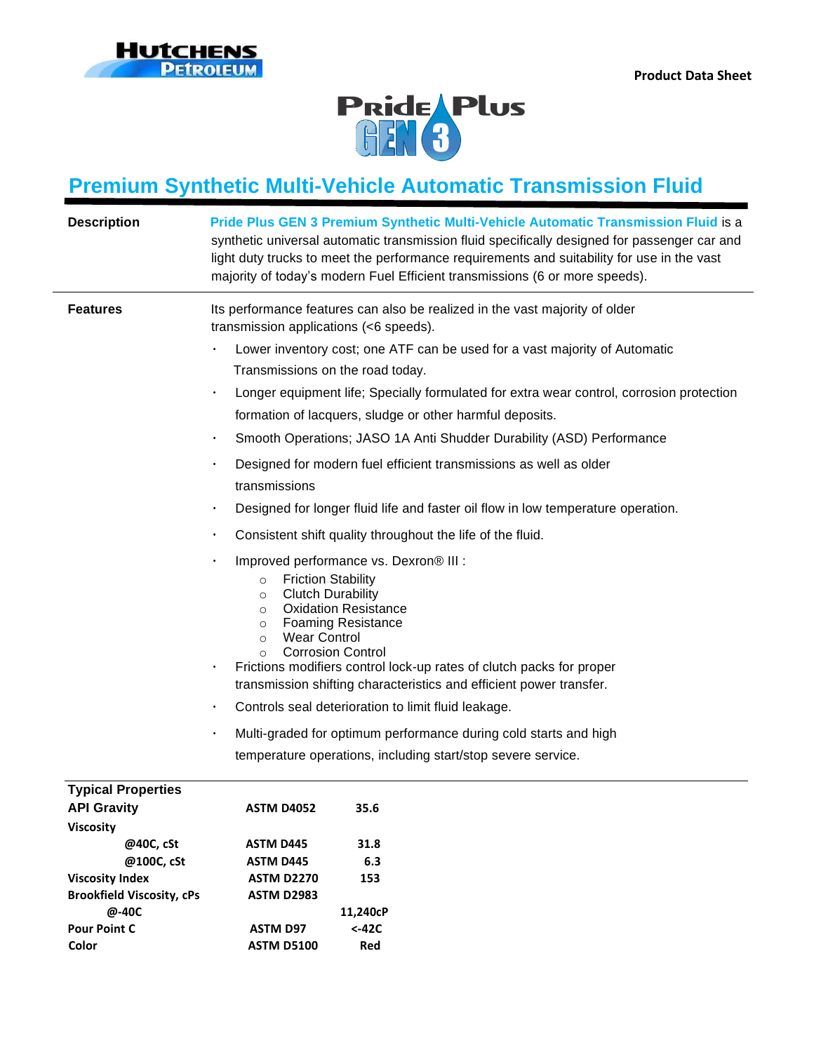Hutchens Petroleum

Product Data Sheet

Pride Plus GEN 3

# Premium Synthetic Multi-Vehicle Automatic Transmission Fluid

**Description**

**Pride Plus GEN 3 Premium Synthetic Multi-Vehicle Automatic Transmission Fluid** is a synthetic universal automatic transmission fluid specifically designed for passenger car and light duty trucks to meet the performance requirements and suitability for use in the vast majority of today's modern Fuel Efficient transmissions (6 or more speeds).

**Features**

Its performance features can also be realized in the vast majority of older transmission applications (<6 speeds).

- Lower inventory cost; one ATF can be used for a vast majority of Automatic Transmissions on the road today.
- Longer equipment life; Specially formulated for extra wear control, corrosion protection formation of lacquers, sludge or other harmful deposits.
- Smooth Operations; JASO 1A Anti Shudder Durability (ASD) Performance
- Designed for modern fuel efficient transmissions as well as older transmissions
- Designed for longer fluid life and faster oil flow in low temperature operation.
- Consistent shift quality throughout the life of the fluid.
- Improved performance vs. Dexron® III :
  - Friction Stability
  - Clutch Durability
  - Oxidation Resistance
  - Foaming Resistance
  - Wear Control
  - Corrosion Control
- Frictions modifiers control lock-up rates of clutch packs for proper transmission shifting characteristics and efficient power transfer.
- Controls seal deterioration to limit fluid leakage.
- Multi-graded for optimum performance during cold starts and high temperature operations, including start/stop severe service.

**Typical Properties**

| Property | Method | Value |
|---|---|---|
| **API Gravity** | ASTM D4052 | 35.6 |
| **Viscosity** | | |
| @40C, cSt | ASTM D445 | 31.8 |
| @100C, cSt | ASTM D445 | 6.3 |
| **Viscosity Index** | ASTM D2270 | 153 |
| **Brookfield Viscosity, cPs** | ASTM D2983 | |
| @-40C | | 11,240cP |
| **Pour Point C** | ASTM D97 | <-42C |
| **Color** | ASTM D5100 | Red |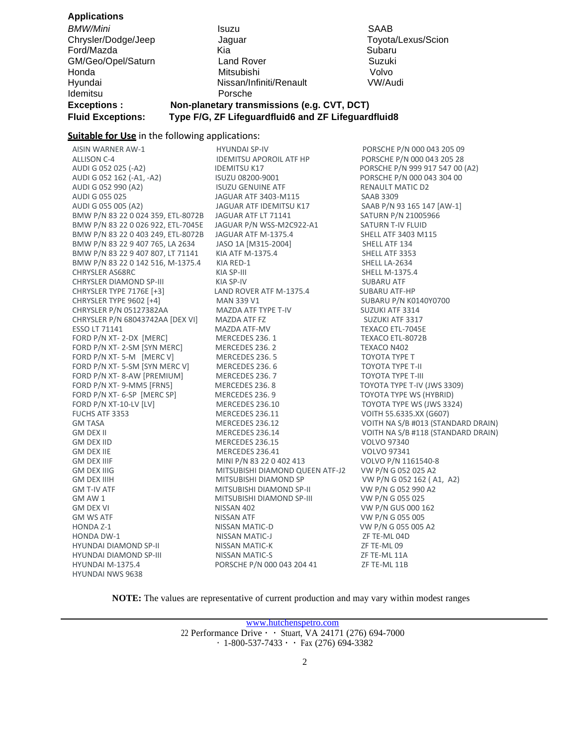**Applications**

| | | |
|---|---|---|
| *BMW/Mini* | Isuzu | SAAB |
| Chrysler/Dodge/Jeep | Jaguar | Toyota/Lexus/Scion |
| Ford/Mazda | Kia | Subaru |
| GM/Geo/Opel/Saturn | Land Rover | Suzuki |
| Honda | Mitsubishi | Volvo |
| Hyundai | Nissan/Infiniti/Renault | VW/Audi |
| Idemitsu | Porsche | |

**Exceptions :** **Non-planetary transmissions (e.g. CVT, DCT)**

**Fluid Exceptions:** **Type F/G, ZF Lifeguardfluid6 and ZF Lifeguardfluid8**

**Suitable for Use** in the following applications:

AISIN WARNER AW-1
ALLISON C-4
AUDI G 052 025 (-A2)
AUDI G 052 162 (-A1, -A2)
AUDI G 052 990 (A2)
AUDI G 055 025
AUDI G 055 005 (A2)
BMW P/N 83 22 0 024 359, ETL-8072B
BMW P/N 83 22 0 026 922, ETL-7045E
BMW P/N 83 22 0 403 249, ETL-8072B
BMW P/N 83 22 9 407 765, LA 2634
BMW P/N 83 22 9 407 807, LT 71141
BMW P/N 83 22 0 142 516, M-1375.4
CHRYSLER AS68RC
CHRYSLER DIAMOND SP-III
CHRYSLER TYPE 7176E [+3]
CHRYSLER TYPE 9602 [+4]
CHRYSLER P/N 05127382AA
CHRYSLER P/N 68043742AA [DEX VI]
ESSO LT 71141
FORD P/N XT- 2-DX [MERC]
FORD P/N XT- 2-SM [SYN MERC]
FORD P/N XT- 5-M [MERC V]
FORD P/N XT- 5-SM [SYN MERC V]
FORD P/N XT- 8-AW [PREMIUM]
FORD P/N XT- 9-MM5 [FRN5]
FORD P/N XT- 6-SP [MERC SP]
FORD P/N XT-10-LV [LV]
FUCHS ATF 3353
GM TASA
GM DEX II
GM DEX IID
GM DEX IIE
GM DEX IIIF
GM DEX IIIG
GM DEX IIIH
GM T-IV ATF
GM AW 1
GM DEX VI
GM WS ATF
HONDA Z-1
HONDA DW-1
HYUNDAI DIAMOND SP-II
HYUNDAI DIAMOND SP-III
HYUNDAI M-1375.4
HYUNDAI NWS 9638
HYUNDAI SP-IV
IDEMITSU APOROIL ATF HP
IDEMITSU K17
ISUZU 08200-9001
ISUZU GENUINE ATF
JAGUAR ATF 3403-M115
JAGUAR ATF IDEMITSU K17
JAGUAR ATF LT 71141
JAGUAR P/N WSS-M2C922-A1
JAGUAR ATF M-1375.4
JASO 1A [M315-2004]
KIA ATF M-1375.4
KIA RED-1
KIA SP-III
KIA SP-IV
LAND ROVER ATF M-1375.4
MAN 339 V1
MAZDA ATF TYPE T-IV
MAZDA ATF FZ
MAZDA ATF-MV
MERCEDES 236. 1
MERCEDES 236. 2
MERCEDES 236. 5
MERCEDES 236. 6
MERCEDES 236. 7
MERCEDES 236. 8
MERCEDES 236. 9
MERCEDES 236.10
MERCEDES 236.11
MERCEDES 236.12
MERCEDES 236.14
MERCEDES 236.15
MERCEDES 236.41
MINI P/N 83 22 0 402 413
MITSUBISHI DIAMOND QUEEN ATF-J2
MITSUBISHI DIAMOND SP
MITSUBISHI DIAMOND SP-II
MITSUBISHI DIAMOND SP-III
NISSAN 402
NISSAN ATF
NISSAN MATIC-D
NISSAN MATIC-J
NISSAN MATIC-K
NISSAN MATIC-S
PORSCHE P/N 000 043 204 41
PORSCHE P/N 000 043 205 09
PORSCHE P/N 000 043 205 28
PORSCHE P/N 999 917 547 00 (A2)
PORSCHE P/N 000 043 304 00
RENAULT MATIC D2
SAAB 3309
SAAB P/N 93 165 147 [AW-1]
SATURN P/N 21005966
SATURN T-IV FLUID
SHELL ATF 3403 M115
SHELL ATF 134
SHELL ATF 3353
SHELL LA-2634
SHELL M-1375.4
SUBARU ATF
SUBARU ATF-HP
SUBARU P/N K0140Y0700
SUZUKI ATF 3314
SUZUKI ATF 3317
TEXACO ETL-7045E
TEXACO ETL-8072B
TEXACO N402
TOYOTA TYPE T
TOYOTA TYPE T-II
TOYOTA TYPE T-III
TOYOTA TYPE T-IV (JWS 3309)
TOYOTA TYPE WS (HYBRID)
TOYOTA TYPE WS (JWS 3324)
VOITH 55.6335.XX (G607)
VOITH NA S/B #013 (STANDARD DRAIN)
VOITH NA S/B #118 (STANDARD DRAIN)
VOLVO 97340
VOLVO 97341
VOLVO P/N 1161540-8
VW P/N G 052 025 A2
VW P/N G 052 162 ( A1, A2)
VW P/N G 052 990 A2
VW P/N G 055 025
VW P/N GUS 000 162
VW P/N G 055 005
VW P/N G 055 005 A2
ZF TE-ML 04D
ZF TE-ML 09
ZF TE-ML 11A
ZF TE-ML 11B

**NOTE:** The values are representative of current production and may vary within modest ranges

www.hutchenspetro.com
22 Performance Drive · · Stuart, VA 24171 (276) 694-7000
· 1-800-537-7433 · · Fax (276) 694-3382